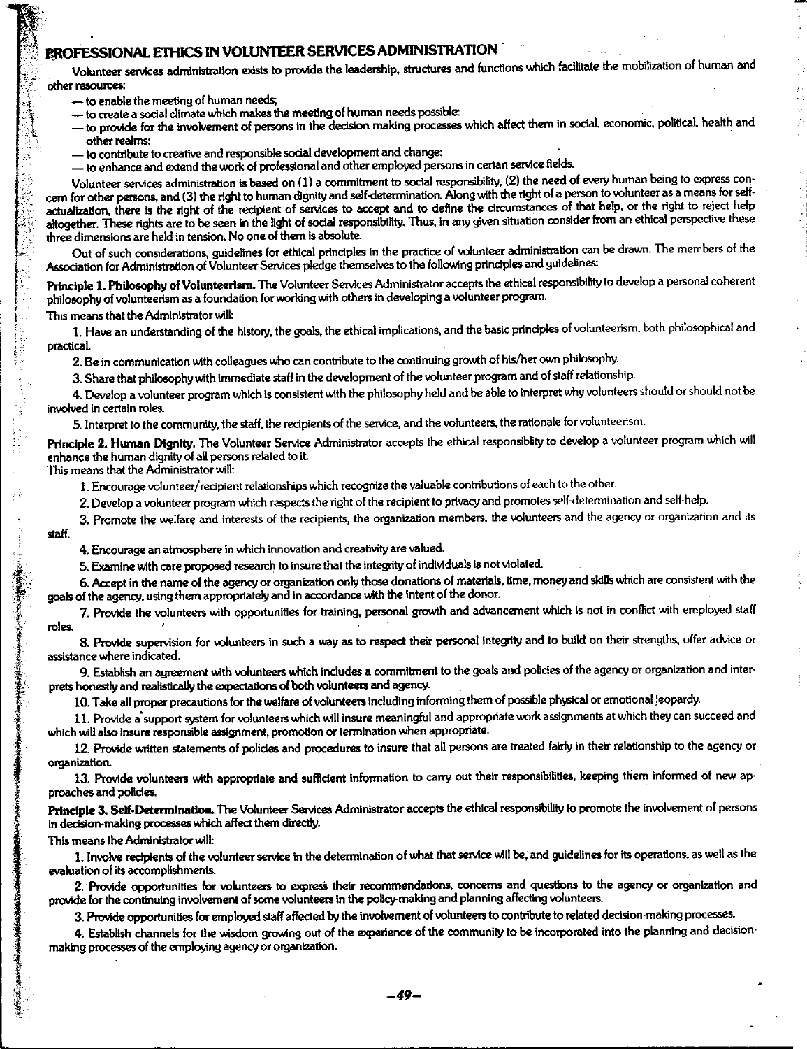# PROFESSIONAL ETHICS IN VOLUNTEER SERVICES ADMINISTRATION

Volunteer services administration exists to provide the leadership, structures and functions which facilitate the mobilization of human and other resources:

- — to enable the meeting of human needs;
- — to create a social climate which makes the meeting of human needs possible:
- — to provide for the involvement of persons in the decision making processes which affect them in social, economic, political, health and other realms:
- — to contribute to creative and responsible social development and change:
- — to enhance and extend the work of professional and other employed persons in certan service fields.

Volunteer services administration is based on (1) a commitment to social responsibility, (2) the need of every human being to express concern for other persons, and (3) the right to human dignity and self-determination. Along with the right of a person to volunteer as a means for self-actualization, there is the right of the recipient of services to accept and to define the circumstances of that help, or the right to reject help altogether. These rights are to be seen in the light of social responsibility. Thus, in any given situation consider from an ethical perspective these three dimensions are held in tension. No one of them is absolute.

Out of such considerations, guidelines for ethical principles in the practice of volunteer administration can be drawn. The members of the Association for Administration of Volunteer Services pledge themselves to the following principles and guidelines:

**Principle 1. Philosophy of Volunteerism.** The Volunteer Services Administrator accepts the ethical responsibility to develop a personal coherent philosophy of volunteerism as a foundation for working with others in developing a volunteer program.

This means that the Administrator will:

1. Have an understanding of the history, the goals, the ethical implications, and the basic principles of volunteerism, both philosophical and practical.
2. Be in communication with colleagues who can contribute to the continuing growth of his/her own philosophy.
3. Share that philosophy with immediate staff in the development of the volunteer program and of staff relationship.
4. Develop a volunteer program which is consistent with the philosophy held and be able to interpret why volunteers should or should not be involved in certain roles.
5. Interpret to the community, the staff, the recipients of the service, and the volunteers, the rationale for volunteerism.

**Principle 2. Human Dignity.** The Volunteer Service Administrator accepts the ethical responsiblity to develop a volunteer program which will enhance the human dignity of all persons related to it.

This means that the Administrator will:

1. Encourage volunteer/recipient relationships which recognize the valuable contributions of each to the other.
2. Develop a volunteer program which respects the right of the recipient to privacy and promotes self-determination and self-help.
3. Promote the welfare and interests of the recipients, the organization members, the volunteers and the agency or organization and its staff.
4. Encourage an atmosphere in which innovation and creativity are valued.
5. Examine with care proposed research to insure that the integrity of individuals is not violated.
6. Accept in the name of the agency or organization only those donations of materials, time, money and skills which are consistent with the goals of the agency, using them appropriately and in accordance with the intent of the donor.
7. Provide the volunteers with opportunities for training, personal growth and advancement which is not in conflict with employed staff roles.
8. Provide supervision for volunteers in such a way as to respect their personal integrity and to build on their strengths, offer advice or assistance where indicated.
9. Establish an agreement with volunteers which includes a commitment to the goals and policies of the agency or organization and interprets honestly and realistically the expectations of both volunteers and agency.
10. Take all proper precautions for the welfare of volunteers including informing them of possible physical or emotional jeopardy.
11. Provide a support system for volunteers which will insure meaningful and appropriate work assignments at which they can succeed and which will also insure responsible assignment, promotion or termination when appropriate.
12. Provide written statements of policies and procedures to insure that all persons are treated fairly in their relationship to the agency or organization.
13. Provide volunteers with appropriate and sufficient information to carry out their responsibilities, keeping them informed of new approaches and policies.

**Principle 3. Self-Determination.** The Volunteer Services Administrator accepts the ethical responsibility to promote the involvement of persons in decision-making processes which affect them directly.

This means the Administrator will:

1. Involve recipients of the volunteer service in the determination of what that service will be, and guidelines for its operations, as well as the evaluation of its accomplishments.
2. Provide opportunities for volunteers to express their recommendations, concerns and questions to the agency or organization and provide for the continuing involvement of some volunteers in the policy-making and planning affecting volunteers.
3. Provide opportunities for employed staff affected by the involvement of volunteers to contribute to related decision-making processes.
4. Establish channels for the wisdom growing out of the experience of the community to be incorporated into the planning and decision-making processes of the employing agency or organization.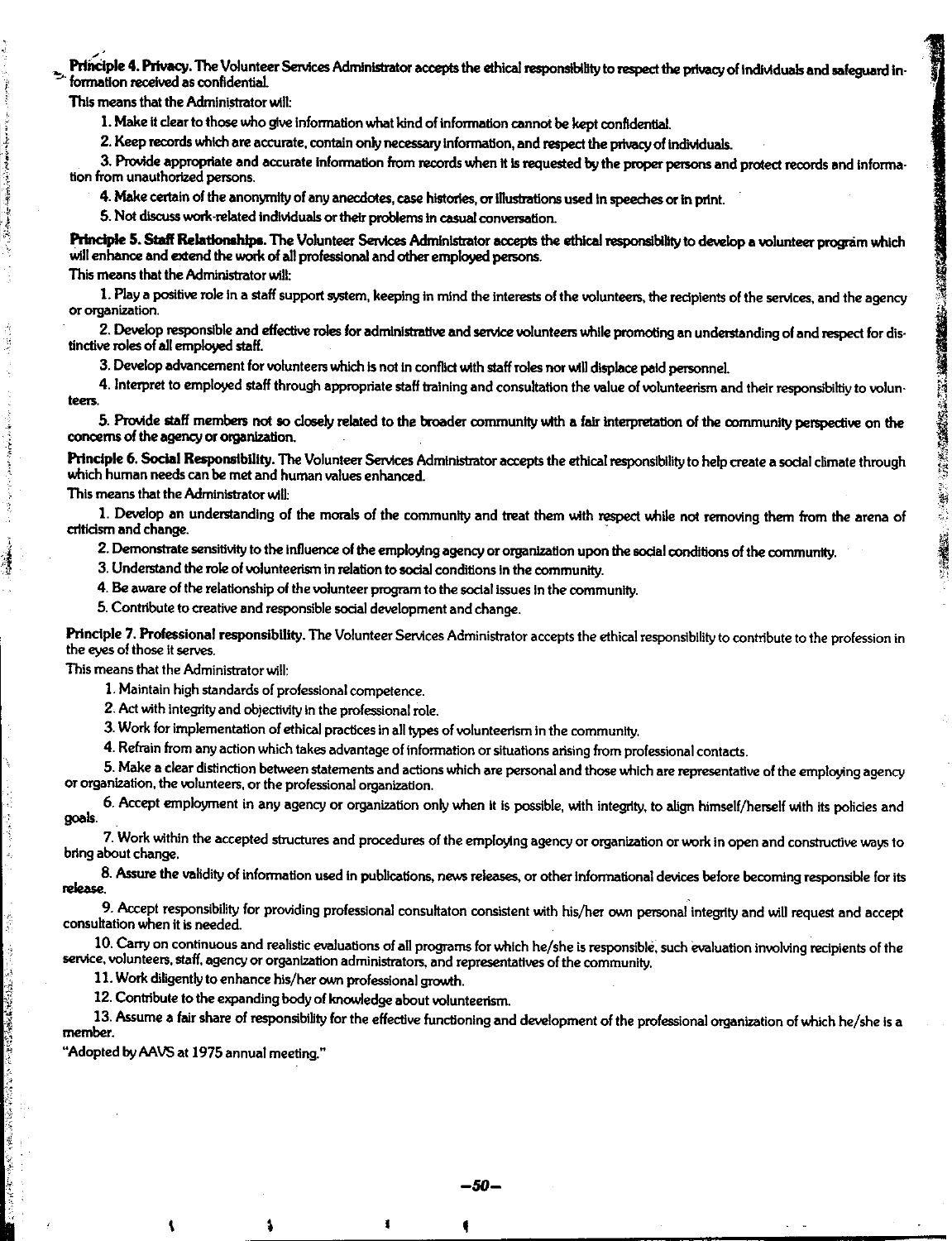**Principle 4. Privacy.** The Volunteer Services Administrator accepts the ethical responsibility to respect the privacy of individuals and safeguard information received as confidential.

This means that the Administrator will:

1. Make it clear to those who give information what kind of information cannot be kept confidential.
2. Keep records which are accurate, contain only necessary information, and respect the privacy of individuals.
3. Provide appropriate and accurate information from records when it is requested by the proper persons and protect records and information from unauthorized persons.
4. Make certain of the anonymity of any anecdotes, case histories, or illustrations used in speeches or in print.
5. Not discuss work-related individuals or their problems in casual conversation.

**Principle 5. Staff Relationships.** The Volunteer Services Administrator accepts the ethical responsibility to develop a volunteer program which will enhance and extend the work of all professional and other employed persons.

This means that the Administrator will:

1. Play a positive role in a staff support system, keeping in mind the interests of the volunteers, the recipients of the services, and the agency or organization.
2. Develop responsible and effective roles for administrative and service volunteers while promoting an understanding of and respect for distinctive roles of all employed staff.
3. Develop advancement for volunteers which is not in conflict with staff roles nor will displace paid personnel.
4. Interpret to employed staff through appropriate staff training and consultation the value of volunteerism and their responsibiltiy to volunteers.
5. Provide staff members not so closely related to the broader community with a fair interpretation of the community perspective on the concerns of the agency or organization.

**Principle 6. Social Responsibility.** The Volunteer Services Administrator accepts the ethical responsibility to help create a social climate through which human needs can be met and human values enhanced.

This means that the Administrator will:

1. Develop an understanding of the morals of the community and treat them with respect while not removing them from the arena of criticism and change.
2. Demonstrate sensitivity to the influence of the employing agency or organization upon the social conditions of the community.
3. Understand the role of volunteerism in relation to social conditions in the community.
4. Be aware of the relationship of the volunteer program to the social issues in the community.
5. Contribute to creative and responsible social development and change.

**Principle 7. Professional responsibility.** The Volunteer Services Administrator accepts the ethical responsibility to contribute to the profession in the eyes of those it serves.

This means that the Administrator will:

1. Maintain high standards of professional competence.
2. Act with integrity and objectivity in the professional role.
3. Work for implementation of ethical practices in all types of volunteerism in the community.
4. Refrain from any action which takes advantage of information or situations arising from professional contacts.
5. Make a clear distinction between statements and actions which are personal and those which are representative of the employing agency or organization, the volunteers, or the professional organization.
6. Accept employment in any agency or organization only when it is possible, with integrity, to align himself/herself with its policies and goals.
7. Work within the accepted structures and procedures of the employing agency or organization or work in open and constructive ways to bring about change.
8. Assure the validity of information used in publications, news releases, or other informational devices before becoming responsible for its release.
9. Accept responsibility for providing professional consultaton consistent with his/her own personal integrity and will request and accept consultation when it is needed.
10. Carry on continuous and realistic evaluations of all programs for which he/she is responsible, such evaluation involving recipients of the service, volunteers, staff, agency or organization administrators, and representatives of the community.
11. Work diligently to enhance his/her own professional growth.
12. Contribute to the expanding body of knowledge about volunteerism.
13. Assume a fair share of responsibility for the effective functioning and development of the professional organization of which he/she is a member.

"Adopted by AAVS at 1975 annual meeting."